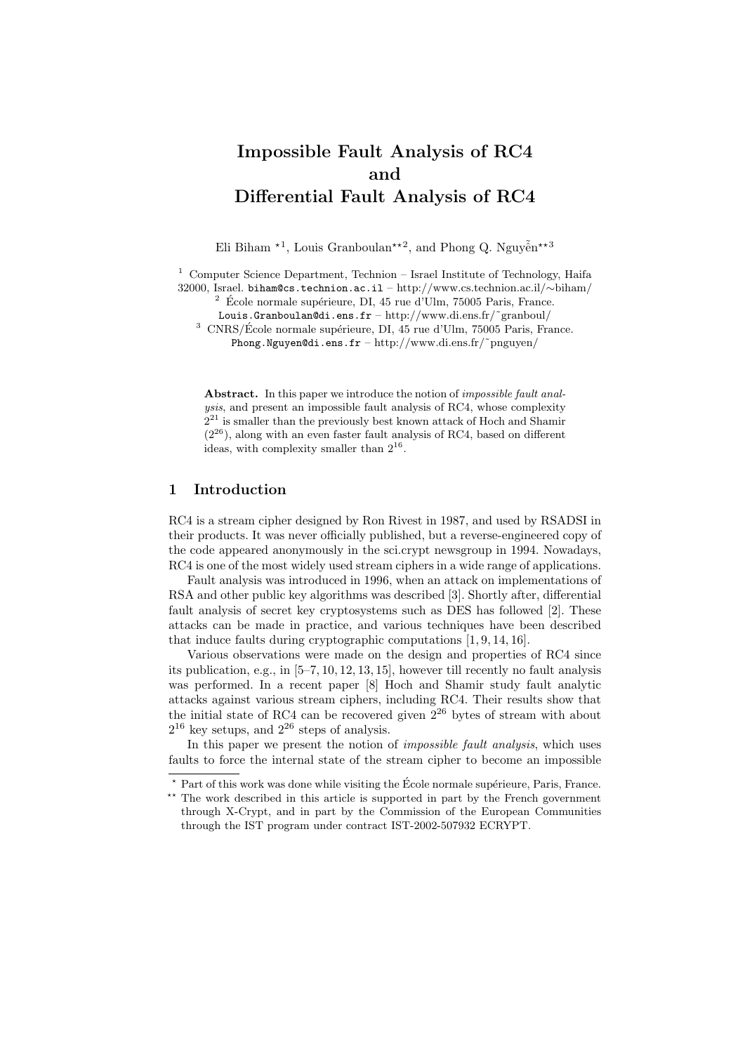# Impossible Fault Analysis of RC4 and Differential Fault Analysis of RC4

Eli Biham [⋆1], Louis Granboulan [⋆⋆2], and Phong Q. Nguyễn [⋆⋆3]

[1] Computer Science Department, Technion – Israel Institute of Technology, Haifa 32000, Israel. biham@cs.technion.ac.il – http://www.cs.technion.ac.il/∼biham/

[2] École normale supérieure, DI, 45 rue d'Ulm, 75005 Paris, France. Louis.Granboulan@di.ens.fr – http://www.di.ens.fr/˜granboul/

[3] CNRS/École normale supérieure, DI, 45 rue d'Ulm, 75005 Paris, France. Phong.Nguyen@di.ens.fr – http://www.di.ens.fr/˜pnguyen/

**Abstract.** In this paper we introduce the notion of *impossible fault analysis*, and present an impossible fault analysis of RC4, whose complexity $2^{21}$ is smaller than the previously best known attack of Hoch and Shamir ($2^{26}$), along with an even faster fault analysis of RC4, based on different ideas, with complexity smaller than $2^{16}$.

## 1 Introduction

RC4 is a stream cipher designed by Ron Rivest in 1987, and used by RSADSI in their products. It was never officially published, but a reverse-engineered copy of the code appeared anonymously in the sci.crypt newsgroup in 1994. Nowadays, RC4 is one of the most widely used stream ciphers in a wide range of applications.

Fault analysis was introduced in 1996, when an attack on implementations of RSA and other public key algorithms was described [3]. Shortly after, differential fault analysis of secret key cryptosystems such as DES has followed [2]. These attacks can be made in practice, and various techniques have been described that induce faults during cryptographic computations [1, 9, 14, 16].

Various observations were made on the design and properties of RC4 since its publication, e.g., in [5–7, 10, 12, 13, 15], however till recently no fault analysis was performed. In a recent paper [8] Hoch and Shamir study fault analytic attacks against various stream ciphers, including RC4. Their results show that the initial state of RC4 can be recovered given $2^{26}$ bytes of stream with about $2^{16}$ key setups, and $2^{26}$ steps of analysis.

In this paper we present the notion of *impossible fault analysis*, which uses faults to force the internal state of the stream cipher to become an impossible

---

⋆ Part of this work was done while visiting the École normale supérieure, Paris, France.

⋆⋆ The work described in this article is supported in part by the French government through X-Crypt, and in part by the Commission of the European Communities through the IST program under contract IST-2002-507932 ECRYPT.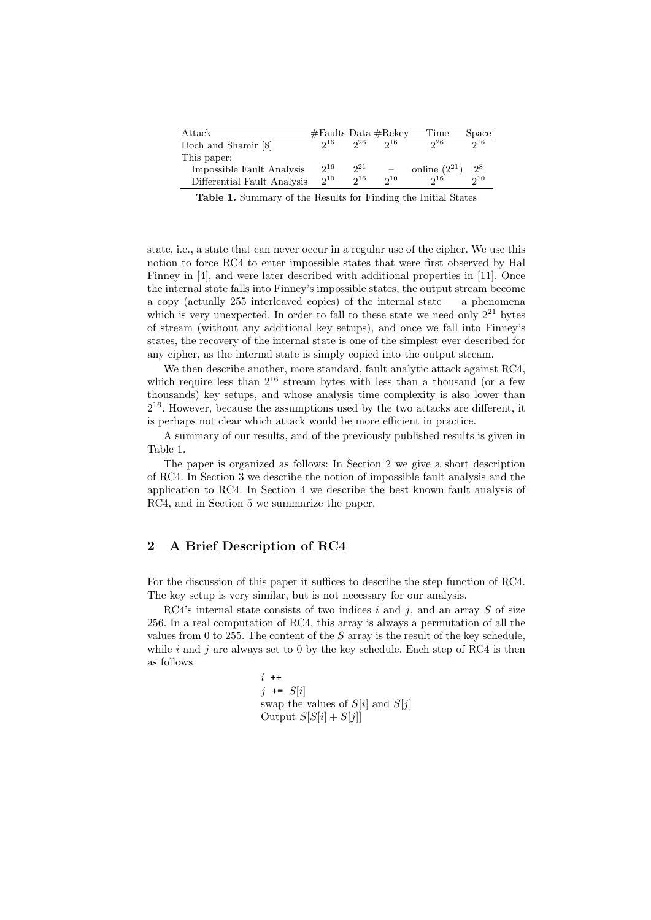| Attack | #Faults | Data | #Rekey | Time | Space |
| --- | --- | --- | --- | --- | --- |
| Hoch and Shamir [8] | $2^{16}$ | $2^{26}$ | $2^{16}$ | $2^{26}$ | $2^{16}$ |
| This paper: | | | | | |
| Impossible Fault Analysis | $2^{16}$ | $2^{21}$ | – | online ($2^{21}$) | $2^{8}$ |
| Differential Fault Analysis | $2^{10}$ | $2^{16}$ | $2^{10}$ | $2^{16}$ | $2^{10}$ |

**Table 1.** Summary of the Results for Finding the Initial States

state, i.e., a state that can never occur in a regular use of the cipher. We use this notion to force RC4 to enter impossible states that were first observed by Hal Finney in [4], and were later described with additional properties in [11]. Once the internal state falls into Finney's impossible states, the output stream become a copy (actually 255 interleaved copies) of the internal state — a phenomena which is very unexpected. In order to fall to these state we need only $2^{21}$ bytes of stream (without any additional key setups), and once we fall into Finney's states, the recovery of the internal state is one of the simplest ever described for any cipher, as the internal state is simply copied into the output stream.

We then describe another, more standard, fault analytic attack against RC4, which require less than $2^{16}$ stream bytes with less than a thousand (or a few thousands) key setups, and whose analysis time complexity is also lower than $2^{16}$. However, because the assumptions used by the two attacks are different, it is perhaps not clear which attack would be more efficient in practice.

A summary of our results, and of the previously published results is given in Table 1.

The paper is organized as follows: In Section 2 we give a short description of RC4. In Section 3 we describe the notion of impossible fault analysis and the application to RC4. In Section 4 we describe the best known fault analysis of RC4, and in Section 5 we summarize the paper.

## 2 A Brief Description of RC4

For the discussion of this paper it suffices to describe the step function of RC4. The key setup is very similar, but is not necessary for our analysis.

RC4's internal state consists of two indices $i$ and $j$, and an array $S$ of size 256. In a real computation of RC4, this array is always a permutation of all the values from 0 to 255. The content of the $S$ array is the result of the key schedule, while $i$ and $j$ are always set to 0 by the key schedule. Each step of RC4 is then as follows

$i$ ++
$j$ += $S[i]$
swap the values of $S[i]$ and $S[j]$
Output $S[S[i] + S[j]]$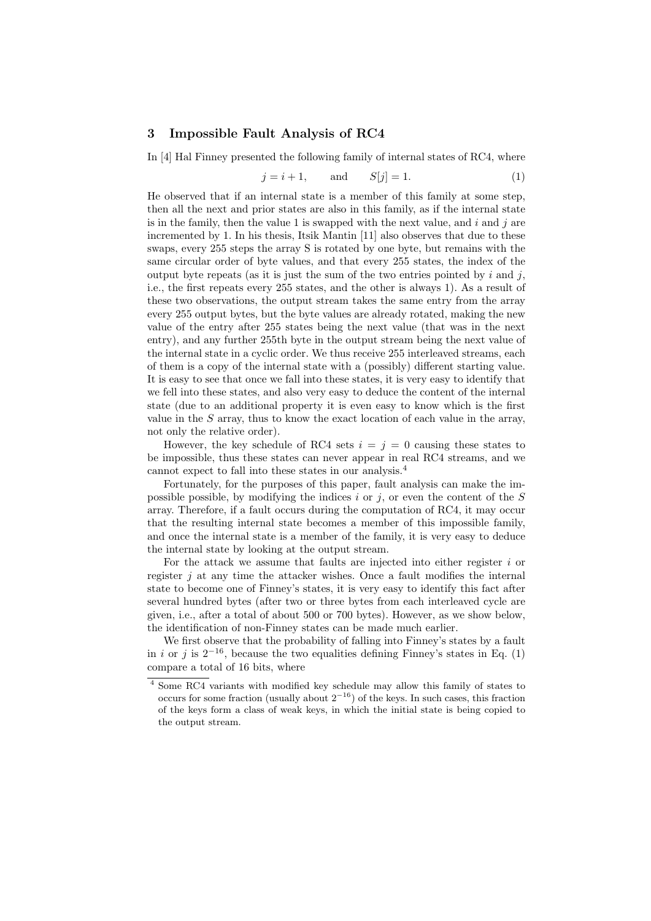## 3 Impossible Fault Analysis of RC4

In [4] Hal Finney presented the following family of internal states of RC4, where

$$j = i + 1, \qquad \text{and} \qquad S[j] = 1. \tag{1}$$

He observed that if an internal state is a member of this family at some step, then all the next and prior states are also in this family, as if the internal state is in the family, then the value 1 is swapped with the next value, and $i$ and $j$ are incremented by 1. In his thesis, Itsik Mantin [11] also observes that due to these swaps, every 255 steps the array S is rotated by one byte, but remains with the same circular order of byte values, and that every 255 states, the index of the output byte repeats (as it is just the sum of the two entries pointed by $i$ and $j$, i.e., the first repeats every 255 states, and the other is always 1). As a result of these two observations, the output stream takes the same entry from the array every 255 output bytes, but the byte values are already rotated, making the new value of the entry after 255 states being the next value (that was in the next entry), and any further 255th byte in the output stream being the next value of the internal state in a cyclic order. We thus receive 255 interleaved streams, each of them is a copy of the internal state with a (possibly) different starting value. It is easy to see that once we fall into these states, it is very easy to identify that we fell into these states, and also very easy to deduce the content of the internal state (due to an additional property it is even easy to know which is the first value in the $S$ array, thus to know the exact location of each value in the array, not only the relative order).

However, the key schedule of RC4 sets $i = j = 0$ causing these states to be impossible, thus these states can never appear in real RC4 streams, and we cannot expect to fall into these states in our analysis.[4]

Fortunately, for the purposes of this paper, fault analysis can make the impossible possible, by modifying the indices $i$ or $j$, or even the content of the $S$ array. Therefore, if a fault occurs during the computation of RC4, it may occur that the resulting internal state becomes a member of this impossible family, and once the internal state is a member of the family, it is very easy to deduce the internal state by looking at the output stream.

For the attack we assume that faults are injected into either register $i$ or register $j$ at any time the attacker wishes. Once a fault modifies the internal state to become one of Finney's states, it is very easy to identify this fact after several hundred bytes (after two or three bytes from each interleaved cycle are given, i.e., after a total of about 500 or 700 bytes). However, as we show below, the identification of non-Finney states can be made much earlier.

We first observe that the probability of falling into Finney's states by a fault in $i$ or $j$ is $2^{-16}$, because the two equalities defining Finney's states in Eq. (1) compare a total of 16 bits, where

[4] Some RC4 variants with modified key schedule may allow this family of states to occurs for some fraction (usually about $2^{-16}$) of the keys. In such cases, this fraction of the keys form a class of weak keys, in which the initial state is being copied to the output stream.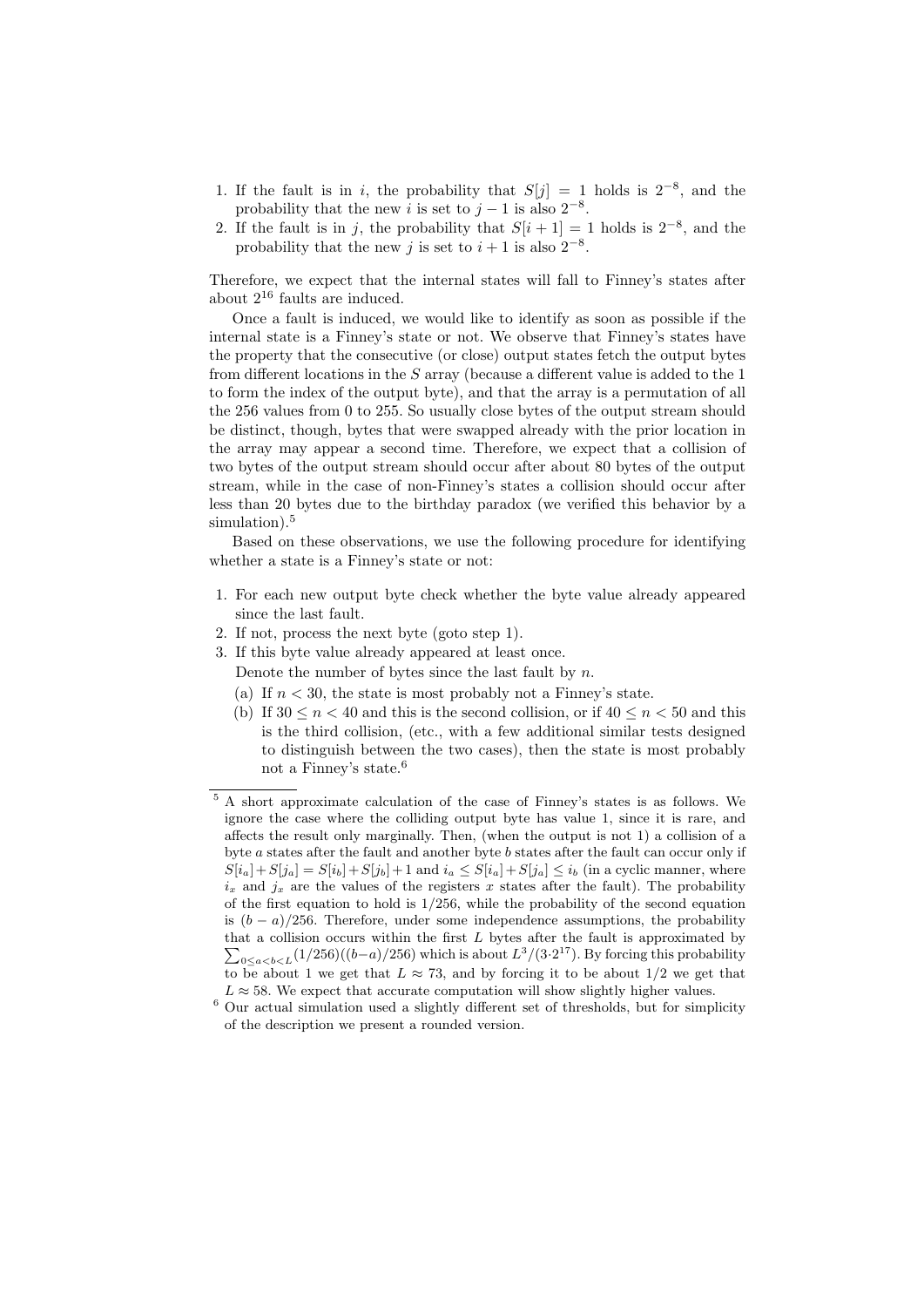1. If the fault is in $i$, the probability that $S[j] = 1$ holds is $2^{-8}$, and the probability that the new $i$ is set to $j-1$ is also $2^{-8}$.
2. If the fault is in $j$, the probability that $S[i+1] = 1$ holds is $2^{-8}$, and the probability that the new $j$ is set to $i+1$ is also $2^{-8}$.

Therefore, we expect that the internal states will fall to Finney's states after about $2^{16}$ faults are induced.

Once a fault is induced, we would like to identify as soon as possible if the internal state is a Finney's state or not. We observe that Finney's states have the property that the consecutive (or close) output states fetch the output bytes from different locations in the $S$ array (because a different value is added to the 1 to form the index of the output byte), and that the array is a permutation of all the 256 values from 0 to 255. So usually close bytes of the output stream should be distinct, though, bytes that were swapped already with the prior location in the array may appear a second time. Therefore, we expect that a collision of two bytes of the output stream should occur after about 80 bytes of the output stream, while in the case of non-Finney's states a collision should occur after less than 20 bytes due to the birthday paradox (we verified this behavior by a simulation).[5]

Based on these observations, we use the following procedure for identifying whether a state is a Finney's state or not:

1. For each new output byte check whether the byte value already appeared since the last fault.
2. If not, process the next byte (goto step 1).
3. If this byte value already appeared at least once.
   Denote the number of bytes since the last fault by $n$.
   (a) If $n < 30$, the state is most probably not a Finney's state.
   (b) If $30 \leq n < 40$ and this is the second collision, or if $40 \leq n < 50$ and this is the third collision, (etc., with a few additional similar tests designed to distinguish between the two cases), then the state is most probably not a Finney's state.[6]

[5] A short approximate calculation of the case of Finney's states is as follows. We ignore the case where the colliding output byte has value 1, since it is rare, and affects the result only marginally. Then, (when the output is not 1) a collision of a byte $a$ states after the fault and another byte $b$ states after the fault can occur only if $S[i_a]+S[j_a] = S[i_b]+S[j_b]+1$ and $i_a \leq S[i_a]+S[j_a] \leq i_b$ (in a cyclic manner, where $i_x$ and $j_x$ are the values of the registers $x$ states after the fault). The probability of the first equation to hold is $1/256$, while the probability of the second equation is $(b-a)/256$. Therefore, under some independence assumptions, the probability that a collision occurs within the first $L$ bytes after the fault is approximated by $\sum_{0 \leq a<b<L}(1/256)((b-a)/256)$ which is about $L^3/(3 \cdot 2^{17})$. By forcing this probability to be about 1 we get that $L \approx 73$, and by forcing it to be about $1/2$ we get that $L \approx 58$. We expect that accurate computation will show slightly higher values.

[6] Our actual simulation used a slightly different set of thresholds, but for simplicity of the description we present a rounded version.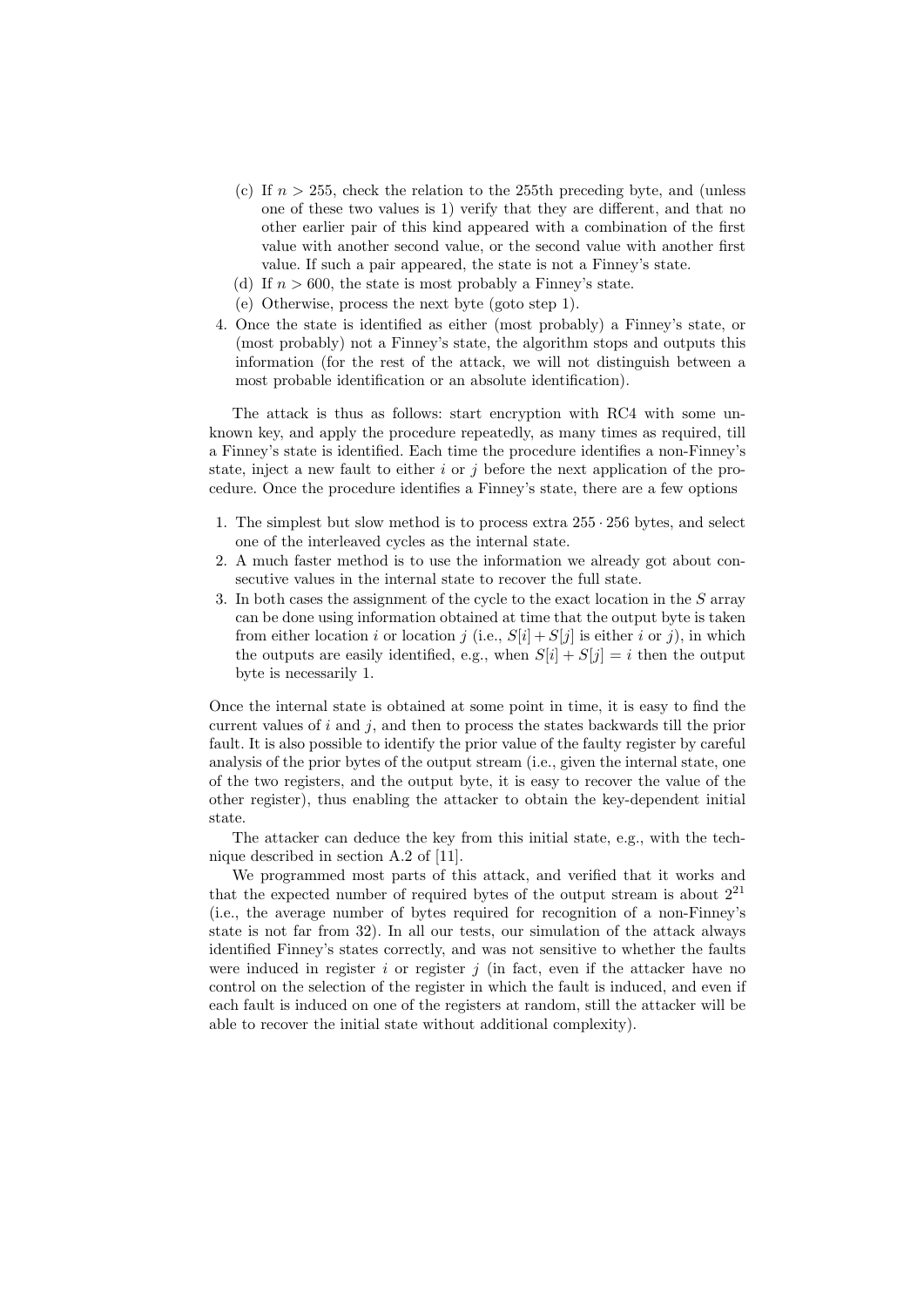(c) If $n > 255$, check the relation to the 255th preceding byte, and (unless one of these two values is 1) verify that they are different, and that no other earlier pair of this kind appeared with a combination of the first value with another second value, or the second value with another first value. If such a pair appeared, the state is not a Finney's state.
   (d) If $n > 600$, the state is most probably a Finney's state.
   (e) Otherwise, process the next byte (goto step 1).
4. Once the state is identified as either (most probably) a Finney's state, or (most probably) not a Finney's state, the algorithm stops and outputs this information (for the rest of the attack, we will not distinguish between a most probable identification or an absolute identification).

The attack is thus as follows: start encryption with RC4 with some unknown key, and apply the procedure repeatedly, as many times as required, till a Finney's state is identified. Each time the procedure identifies a non-Finney's state, inject a new fault to either $i$ or $j$ before the next application of the procedure. Once the procedure identifies a Finney's state, there are a few options

1. The simplest but slow method is to process extra $255 \cdot 256$ bytes, and select one of the interleaved cycles as the internal state.
2. A much faster method is to use the information we already got about consecutive values in the internal state to recover the full state.
3. In both cases the assignment of the cycle to the exact location in the $S$ array can be done using information obtained at time that the output byte is taken from either location $i$ or location $j$ (i.e., $S[i] + S[j]$ is either $i$ or $j$), in which the outputs are easily identified, e.g., when $S[i] + S[j] = i$ then the output byte is necessarily 1.

Once the internal state is obtained at some point in time, it is easy to find the current values of $i$ and $j$, and then to process the states backwards till the prior fault. It is also possible to identify the prior value of the faulty register by careful analysis of the prior bytes of the output stream (i.e., given the internal state, one of the two registers, and the output byte, it is easy to recover the value of the other register), thus enabling the attacker to obtain the key-dependent initial state.

The attacker can deduce the key from this initial state, e.g., with the technique described in section A.2 of [11].

We programmed most parts of this attack, and verified that it works and that the expected number of required bytes of the output stream is about $2^{21}$ (i.e., the average number of bytes required for recognition of a non-Finney's state is not far from 32). In all our tests, our simulation of the attack always identified Finney's states correctly, and was not sensitive to whether the faults were induced in register $i$ or register $j$ (in fact, even if the attacker have no control on the selection of the register in which the fault is induced, and even if each fault is induced on one of the registers at random, still the attacker will be able to recover the initial state without additional complexity).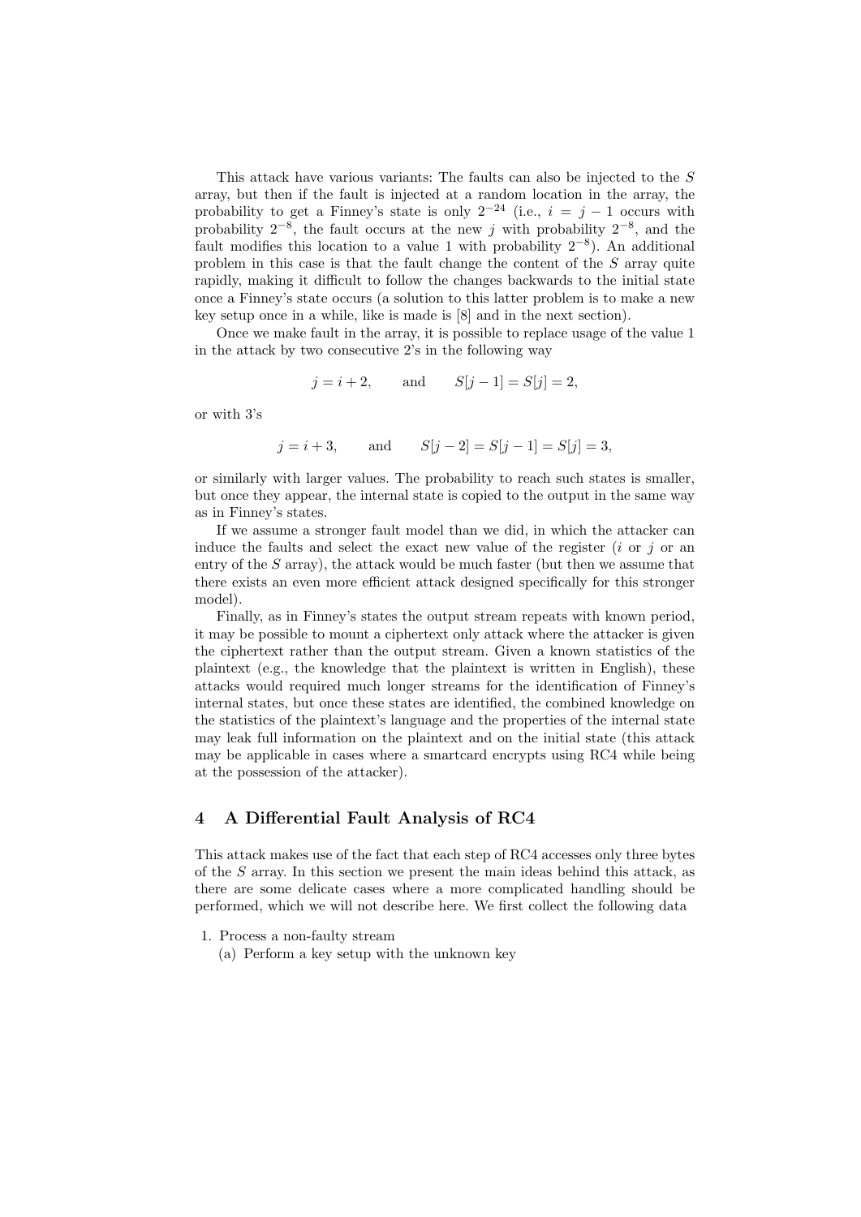This attack have various variants: The faults can also be injected to the $S$ array, but then if the fault is injected at a random location in the array, the probability to get a Finney's state is only $2^{-24}$ (i.e., $i = j - 1$ occurs with probability $2^{-8}$, the fault occurs at the new $j$ with probability $2^{-8}$, and the fault modifies this location to a value 1 with probability $2^{-8}$). An additional problem in this case is that the fault change the content of the $S$ array quite rapidly, making it difficult to follow the changes backwards to the initial state once a Finney's state occurs (a solution to this latter problem is to make a new key setup once in a while, like is made is [8] and in the next section).

Once we make fault in the array, it is possible to replace usage of the value 1 in the attack by two consecutive 2's in the following way

$$j = i + 2, \qquad \text{and} \qquad S[j-1] = S[j] = 2,$$

or with 3's

$$j = i + 3, \qquad \text{and} \qquad S[j-2] = S[j-1] = S[j] = 3,$$

or similarly with larger values. The probability to reach such states is smaller, but once they appear, the internal state is copied to the output in the same way as in Finney's states.

If we assume a stronger fault model than we did, in which the attacker can induce the faults and select the exact new value of the register ($i$ or $j$ or an entry of the $S$ array), the attack would be much faster (but then we assume that there exists an even more efficient attack designed specifically for this stronger model).

Finally, as in Finney's states the output stream repeats with known period, it may be possible to mount a ciphertext only attack where the attacker is given the ciphertext rather than the output stream. Given a known statistics of the plaintext (e.g., the knowledge that the plaintext is written in English), these attacks would required much longer streams for the identification of Finney's internal states, but once these states are identified, the combined knowledge on the statistics of the plaintext's language and the properties of the internal state may leak full information on the plaintext and on the initial state (this attack may be applicable in cases where a smartcard encrypts using RC4 while being at the possession of the attacker).

## 4 A Differential Fault Analysis of RC4

This attack makes use of the fact that each step of RC4 accesses only three bytes of the $S$ array. In this section we present the main ideas behind this attack, as there are some delicate cases where a more complicated handling should be performed, which we will not describe here. We first collect the following data

1. Process a non-faulty stream
   (a) Perform a key setup with the unknown key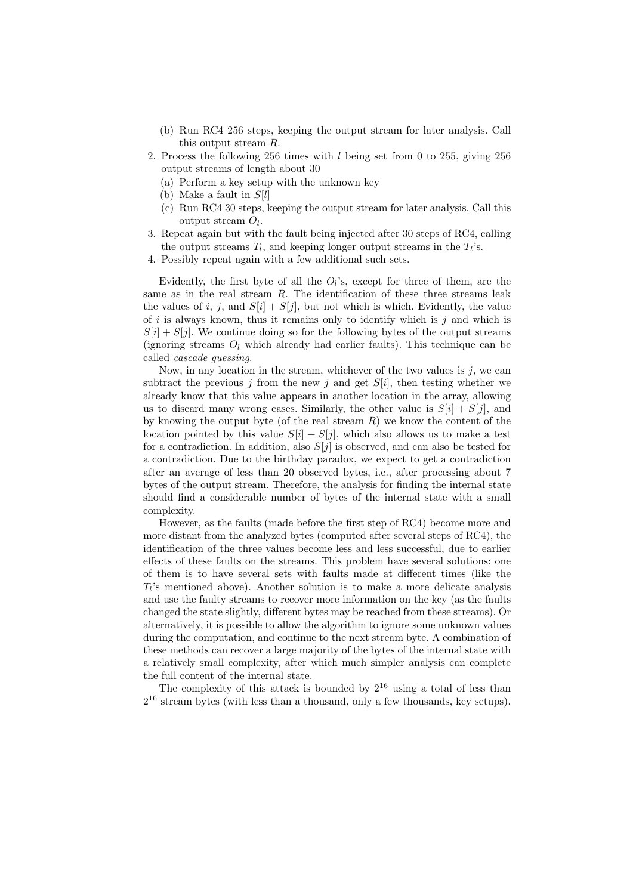(b) Run RC4 256 steps, keeping the output stream for later analysis. Call this output stream $R$.

2. Process the following 256 times with $l$ being set from 0 to 255, giving 256 output streams of length about 30
   (a) Perform a key setup with the unknown key
   (b) Make a fault in $S[l]$
   (c) Run RC4 30 steps, keeping the output stream for later analysis. Call this output stream $O_l$.
3. Repeat again but with the fault being injected after 30 steps of RC4, calling the output streams $T_l$, and keeping longer output streams in the $T_l$'s.
4. Possibly repeat again with a few additional such sets.

Evidently, the first byte of all the $O_l$'s, except for three of them, are the same as in the real stream $R$. The identification of these three streams leak the values of $i$, $j$, and $S[i] + S[j]$, but not which is which. Evidently, the value of $i$ is always known, thus it remains only to identify which is $j$ and which is $S[i] + S[j]$. We continue doing so for the following bytes of the output streams (ignoring streams $O_l$ which already had earlier faults). This technique can be called *cascade guessing*.

Now, in any location in the stream, whichever of the two values is $j$, we can subtract the previous $j$ from the new $j$ and get $S[i]$, then testing whether we already know that this value appears in another location in the array, allowing us to discard many wrong cases. Similarly, the other value is $S[i] + S[j]$, and by knowing the output byte (of the real stream $R$) we know the content of the location pointed by this value $S[i] + S[j]$, which also allows us to make a test for a contradiction. In addition, also $S[j]$ is observed, and can also be tested for a contradiction. Due to the birthday paradox, we expect to get a contradiction after an average of less than 20 observed bytes, i.e., after processing about 7 bytes of the output stream. Therefore, the analysis for finding the internal state should find a considerable number of bytes of the internal state with a small complexity.

However, as the faults (made before the first step of RC4) become more and more distant from the analyzed bytes (computed after several steps of RC4), the identification of the three values become less and less successful, due to earlier effects of these faults on the streams. This problem have several solutions: one of them is to have several sets with faults made at different times (like the $T_l$'s mentioned above). Another solution is to make a more delicate analysis and use the faulty streams to recover more information on the key (as the faults changed the state slightly, different bytes may be reached from these streams). Or alternatively, it is possible to allow the algorithm to ignore some unknown values during the computation, and continue to the next stream byte. A combination of these methods can recover a large majority of the bytes of the internal state with a relatively small complexity, after which much simpler analysis can complete the full content of the internal state.

The complexity of this attack is bounded by $2^{16}$ using a total of less than $2^{16}$ stream bytes (with less than a thousand, only a few thousands, key setups).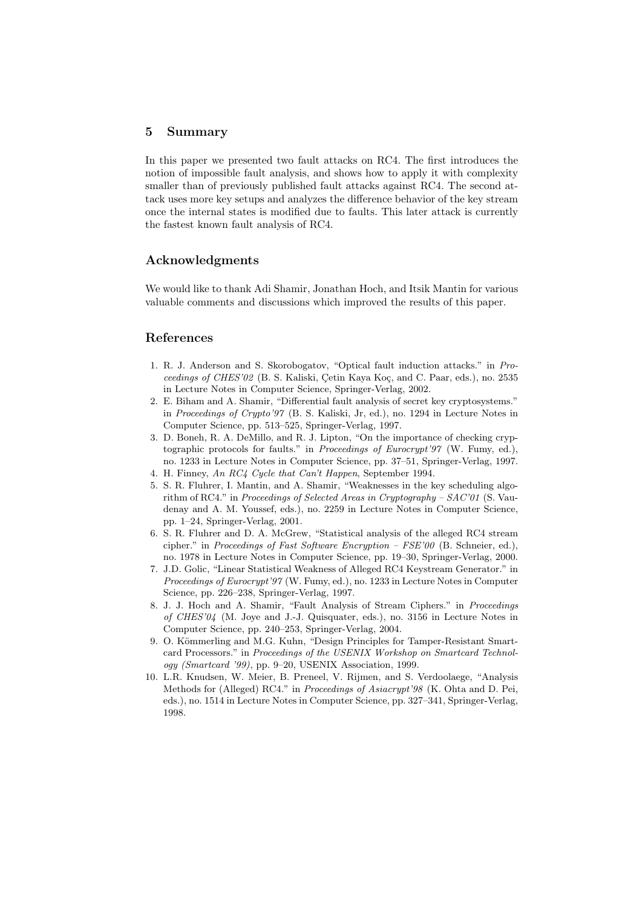## 5 Summary

In this paper we presented two fault attacks on RC4. The first introduces the notion of impossible fault analysis, and shows how to apply it with complexity smaller than of previously published fault attacks against RC4. The second attack uses more key setups and analyzes the difference behavior of the key stream once the internal states is modified due to faults. This later attack is currently the fastest known fault analysis of RC4.

## Acknowledgments

We would like to thank Adi Shamir, Jonathan Hoch, and Itsik Mantin for various valuable comments and discussions which improved the results of this paper.

## References

1. R. J. Anderson and S. Skorobogatov, "Optical fault induction attacks." in *Proceedings of CHES'02* (B. S. Kaliski, Çetin Kaya Koç, and C. Paar, eds.), no. 2535 in Lecture Notes in Computer Science, Springer-Verlag, 2002.
2. E. Biham and A. Shamir, "Differential fault analysis of secret key cryptosystems." in *Proceedings of Crypto'97* (B. S. Kaliski, Jr, ed.), no. 1294 in Lecture Notes in Computer Science, pp. 513–525, Springer-Verlag, 1997.
3. D. Boneh, R. A. DeMillo, and R. J. Lipton, "On the importance of checking cryptographic protocols for faults." in *Proceedings of Eurocrypt'97* (W. Fumy, ed.), no. 1233 in Lecture Notes in Computer Science, pp. 37–51, Springer-Verlag, 1997.
4. H. Finney, *An RC4 Cycle that Can't Happen*, September 1994.
5. S. R. Fluhrer, I. Mantin, and A. Shamir, "Weaknesses in the key scheduling algorithm of RC4." in *Proceedings of Selected Areas in Cryptography – SAC'01* (S. Vaudenay and A. M. Youssef, eds.), no. 2259 in Lecture Notes in Computer Science, pp. 1–24, Springer-Verlag, 2001.
6. S. R. Fluhrer and D. A. McGrew, "Statistical analysis of the alleged RC4 stream cipher." in *Proceedings of Fast Software Encryption – FSE'00* (B. Schneier, ed.), no. 1978 in Lecture Notes in Computer Science, pp. 19–30, Springer-Verlag, 2000.
7. J.D. Golic, "Linear Statistical Weakness of Alleged RC4 Keystream Generator." in *Proceedings of Eurocrypt'97* (W. Fumy, ed.), no. 1233 in Lecture Notes in Computer Science, pp. 226–238, Springer-Verlag, 1997.
8. J. J. Hoch and A. Shamir, "Fault Analysis of Stream Ciphers." in *Proceedings of CHES'04* (M. Joye and J.-J. Quisquater, eds.), no. 3156 in Lecture Notes in Computer Science, pp. 240–253, Springer-Verlag, 2004.
9. O. Kömmerling and M.G. Kuhn, "Design Principles for Tamper-Resistant Smartcard Processors." in *Proceedings of the USENIX Workshop on Smartcard Technology (Smartcard '99)*, pp. 9–20, USENIX Association, 1999.
10. L.R. Knudsen, W. Meier, B. Preneel, V. Rijmen, and S. Verdoolaege, "Analysis Methods for (Alleged) RC4." in *Proceedings of Asiacrypt'98* (K. Ohta and D. Pei, eds.), no. 1514 in Lecture Notes in Computer Science, pp. 327–341, Springer-Verlag, 1998.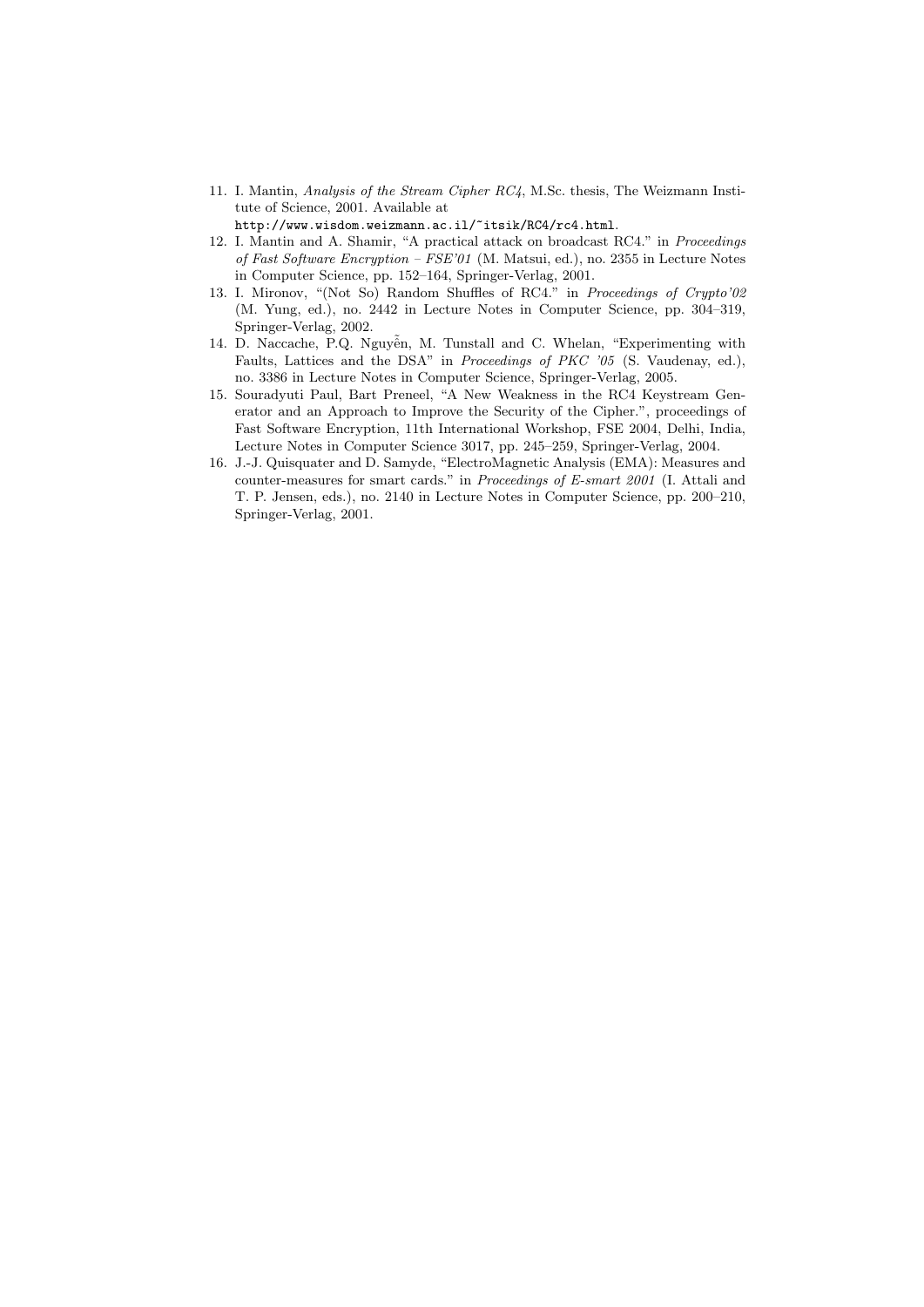11. I. Mantin, *Analysis of the Stream Cipher RC4*, M.Sc. thesis, The Weizmann Institute of Science, 2001. Available at `http://www.wisdom.weizmann.ac.il/~itsik/RC4/rc4.html`.
12. I. Mantin and A. Shamir, "A practical attack on broadcast RC4." in *Proceedings of Fast Software Encryption – FSE'01* (M. Matsui, ed.), no. 2355 in Lecture Notes in Computer Science, pp. 152–164, Springer-Verlag, 2001.
13. I. Mironov, "(Not So) Random Shuffles of RC4." in *Proceedings of Crypto'02* (M. Yung, ed.), no. 2442 in Lecture Notes in Computer Science, pp. 304–319, Springer-Verlag, 2002.
14. D. Naccache, P.Q. Nguyễn, M. Tunstall and C. Whelan, "Experimenting with Faults, Lattices and the DSA" in *Proceedings of PKC '05* (S. Vaudenay, ed.), no. 3386 in Lecture Notes in Computer Science, Springer-Verlag, 2005.
15. Souradyuti Paul, Bart Preneel, "A New Weakness in the RC4 Keystream Generator and an Approach to Improve the Security of the Cipher.", proceedings of Fast Software Encryption, 11th International Workshop, FSE 2004, Delhi, India, Lecture Notes in Computer Science 3017, pp. 245–259, Springer-Verlag, 2004.
16. J.-J. Quisquater and D. Samyde, "ElectroMagnetic Analysis (EMA): Measures and counter-measures for smart cards." in *Proceedings of E-smart 2001* (I. Attali and T. P. Jensen, eds.), no. 2140 in Lecture Notes in Computer Science, pp. 200–210, Springer-Verlag, 2001.